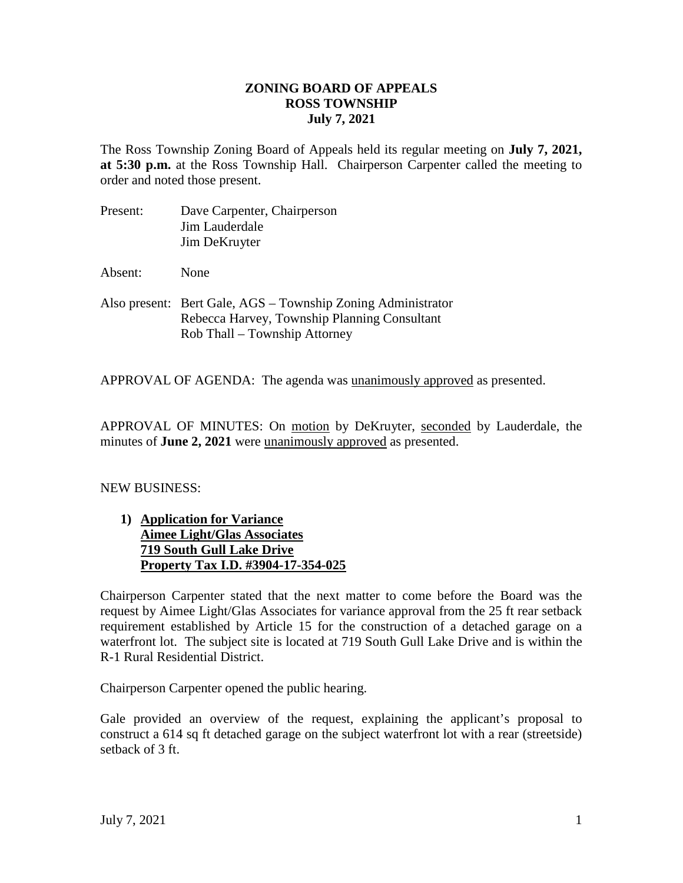**ZONING BOARD OF APPEALS**
**ROSS TOWNSHIP**
**July 7, 2021**

The Ross Township Zoning Board of Appeals held its regular meeting on **July 7, 2021, at 5:30 p.m.** at the Ross Township Hall. Chairperson Carpenter called the meeting to order and noted those present.

Present: Dave Carpenter, Chairperson
Jim Lauderdale
Jim DeKruyter

Absent: None

Also present: Bert Gale, AGS – Township Zoning Administrator
Rebecca Harvey, Township Planning Consultant
Rob Thall – Township Attorney

APPROVAL OF AGENDA: The agenda was unanimously approved as presented.

APPROVAL OF MINUTES: On motion by DeKruyter, seconded by Lauderdale, the minutes of **June 2, 2021** were unanimously approved as presented.

NEW BUSINESS:

**1) Application for Variance**
**Aimee Light/Glas Associates**
**719 South Gull Lake Drive**
**Property Tax I.D. #3904-17-354-025**

Chairperson Carpenter stated that the next matter to come before the Board was the request by Aimee Light/Glas Associates for variance approval from the 25 ft rear setback requirement established by Article 15 for the construction of a detached garage on a waterfront lot. The subject site is located at 719 South Gull Lake Drive and is within the R-1 Rural Residential District.

Chairperson Carpenter opened the public hearing.

Gale provided an overview of the request, explaining the applicant's proposal to construct a 614 sq ft detached garage on the subject waterfront lot with a rear (streetside) setback of 3 ft.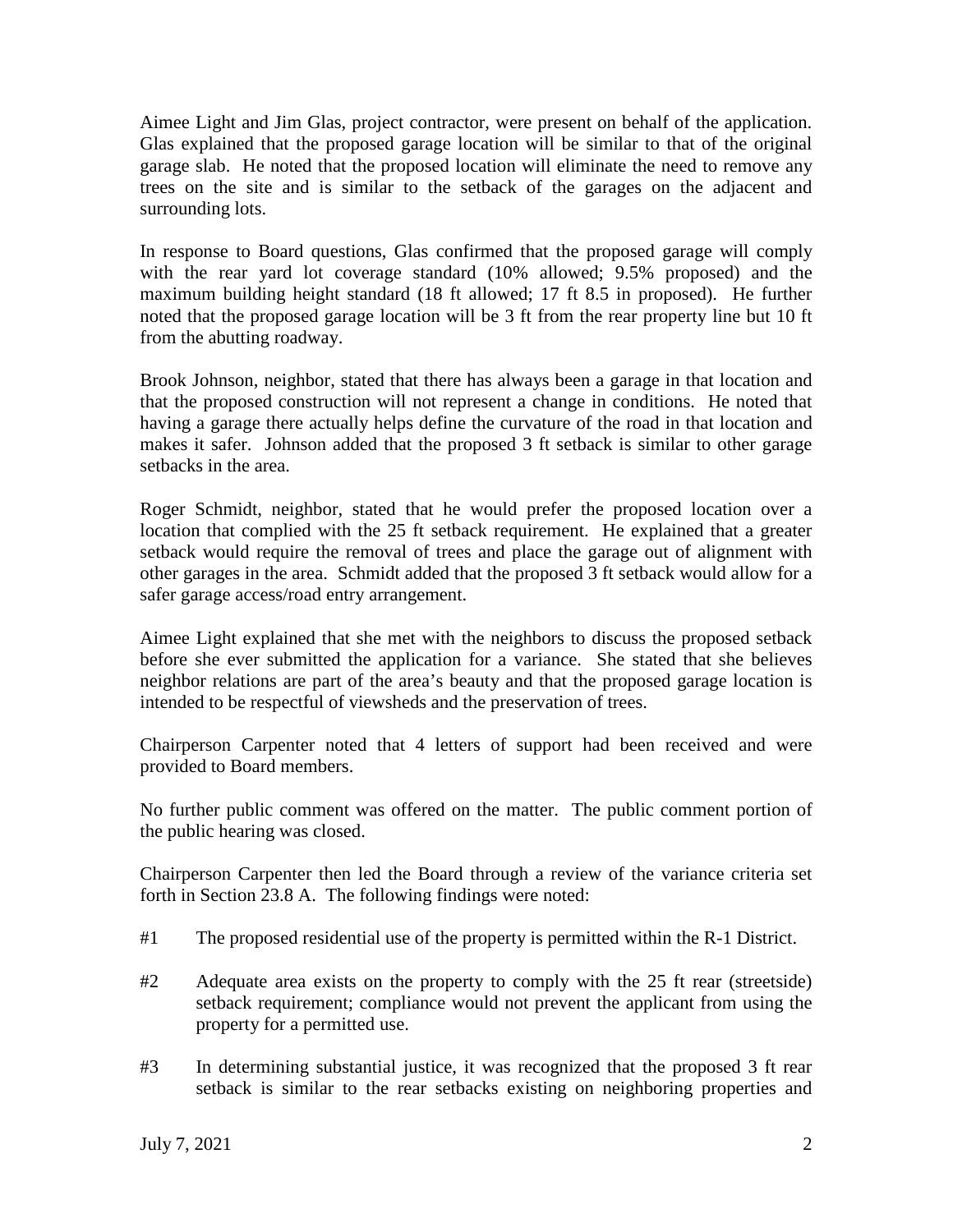Aimee Light and Jim Glas, project contractor, were present on behalf of the application. Glas explained that the proposed garage location will be similar to that of the original garage slab. He noted that the proposed location will eliminate the need to remove any trees on the site and is similar to the setback of the garages on the adjacent and surrounding lots.

In response to Board questions, Glas confirmed that the proposed garage will comply with the rear yard lot coverage standard (10% allowed; 9.5% proposed) and the maximum building height standard (18 ft allowed; 17 ft 8.5 in proposed). He further noted that the proposed garage location will be 3 ft from the rear property line but 10 ft from the abutting roadway.

Brook Johnson, neighbor, stated that there has always been a garage in that location and that the proposed construction will not represent a change in conditions. He noted that having a garage there actually helps define the curvature of the road in that location and makes it safer. Johnson added that the proposed 3 ft setback is similar to other garage setbacks in the area.

Roger Schmidt, neighbor, stated that he would prefer the proposed location over a location that complied with the 25 ft setback requirement. He explained that a greater setback would require the removal of trees and place the garage out of alignment with other garages in the area. Schmidt added that the proposed 3 ft setback would allow for a safer garage access/road entry arrangement.

Aimee Light explained that she met with the neighbors to discuss the proposed setback before she ever submitted the application for a variance. She stated that she believes neighbor relations are part of the area's beauty and that the proposed garage location is intended to be respectful of viewsheds and the preservation of trees.

Chairperson Carpenter noted that 4 letters of support had been received and were provided to Board members.

No further public comment was offered on the matter. The public comment portion of the public hearing was closed.

Chairperson Carpenter then led the Board through a review of the variance criteria set forth in Section 23.8 A. The following findings were noted:

#1 The proposed residential use of the property is permitted within the R-1 District.

#2 Adequate area exists on the property to comply with the 25 ft rear (streetside) setback requirement; compliance would not prevent the applicant from using the property for a permitted use.

#3 In determining substantial justice, it was recognized that the proposed 3 ft rear setback is similar to the rear setbacks existing on neighboring properties and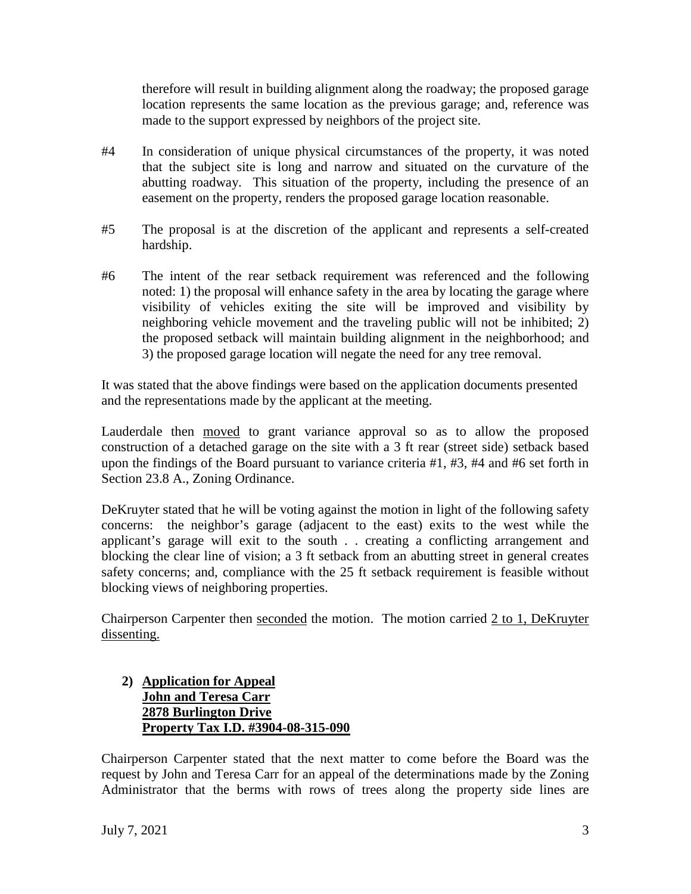therefore will result in building alignment along the roadway; the proposed garage location represents the same location as the previous garage; and, reference was made to the support expressed by neighbors of the project site.

#4 In consideration of unique physical circumstances of the property, it was noted that the subject site is long and narrow and situated on the curvature of the abutting roadway. This situation of the property, including the presence of an easement on the property, renders the proposed garage location reasonable.

#5 The proposal is at the discretion of the applicant and represents a self-created hardship.

#6 The intent of the rear setback requirement was referenced and the following noted: 1) the proposal will enhance safety in the area by locating the garage where visibility of vehicles exiting the site will be improved and visibility by neighboring vehicle movement and the traveling public will not be inhibited; 2) the proposed setback will maintain building alignment in the neighborhood; and 3) the proposed garage location will negate the need for any tree removal.

It was stated that the above findings were based on the application documents presented and the representations made by the applicant at the meeting.

Lauderdale then moved to grant variance approval so as to allow the proposed construction of a detached garage on the site with a 3 ft rear (street side) setback based upon the findings of the Board pursuant to variance criteria #1, #3, #4 and #6 set forth in Section 23.8 A., Zoning Ordinance.

DeKruyter stated that he will be voting against the motion in light of the following safety concerns: the neighbor's garage (adjacent to the east) exits to the west while the applicant's garage will exit to the south . . creating a conflicting arrangement and blocking the clear line of vision; a 3 ft setback from an abutting street in general creates safety concerns; and, compliance with the 25 ft setback requirement is feasible without blocking views of neighboring properties.

Chairperson Carpenter then seconded the motion. The motion carried 2 to 1, DeKruyter dissenting.

**2) Application for Appeal**
**John and Teresa Carr**
**2878 Burlington Drive**
**Property Tax I.D. #3904-08-315-090**

Chairperson Carpenter stated that the next matter to come before the Board was the request by John and Teresa Carr for an appeal of the determinations made by the Zoning Administrator that the berms with rows of trees along the property side lines are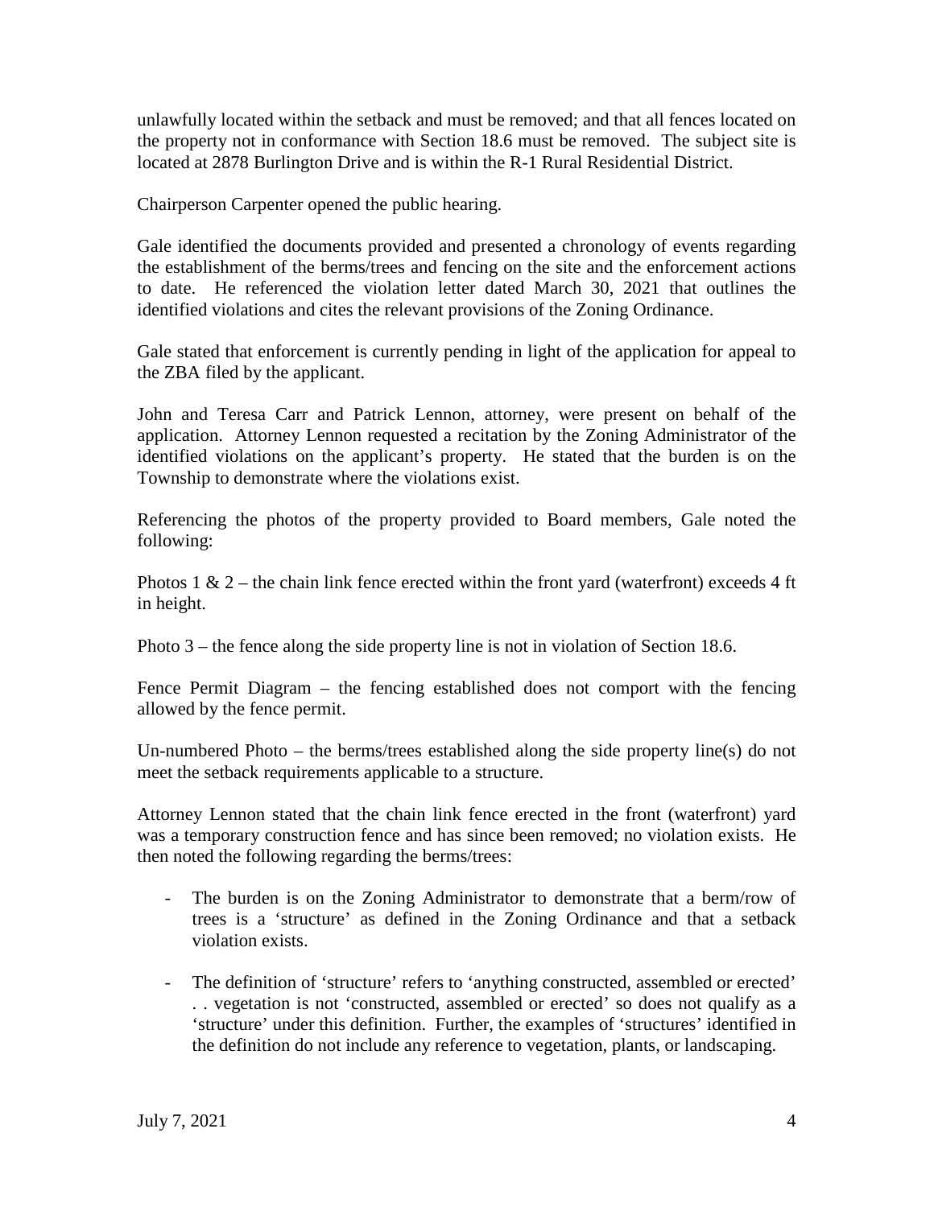unlawfully located within the setback and must be removed; and that all fences located on the property not in conformance with Section 18.6 must be removed. The subject site is located at 2878 Burlington Drive and is within the R-1 Rural Residential District.

Chairperson Carpenter opened the public hearing.

Gale identified the documents provided and presented a chronology of events regarding the establishment of the berms/trees and fencing on the site and the enforcement actions to date. He referenced the violation letter dated March 30, 2021 that outlines the identified violations and cites the relevant provisions of the Zoning Ordinance.

Gale stated that enforcement is currently pending in light of the application for appeal to the ZBA filed by the applicant.

John and Teresa Carr and Patrick Lennon, attorney, were present on behalf of the application. Attorney Lennon requested a recitation by the Zoning Administrator of the identified violations on the applicant's property. He stated that the burden is on the Township to demonstrate where the violations exist.

Referencing the photos of the property provided to Board members, Gale noted the following:

Photos 1 & 2 – the chain link fence erected within the front yard (waterfront) exceeds 4 ft in height.

Photo 3 – the fence along the side property line is not in violation of Section 18.6.

Fence Permit Diagram – the fencing established does not comport with the fencing allowed by the fence permit.

Un-numbered Photo – the berms/trees established along the side property line(s) do not meet the setback requirements applicable to a structure.

Attorney Lennon stated that the chain link fence erected in the front (waterfront) yard was a temporary construction fence and has since been removed; no violation exists. He then noted the following regarding the berms/trees:

- The burden is on the Zoning Administrator to demonstrate that a berm/row of trees is a 'structure' as defined in the Zoning Ordinance and that a setback violation exists.

- The definition of 'structure' refers to 'anything constructed, assembled or erected' . . vegetation is not 'constructed, assembled or erected' so does not qualify as a 'structure' under this definition. Further, the examples of 'structures' identified in the definition do not include any reference to vegetation, plants, or landscaping.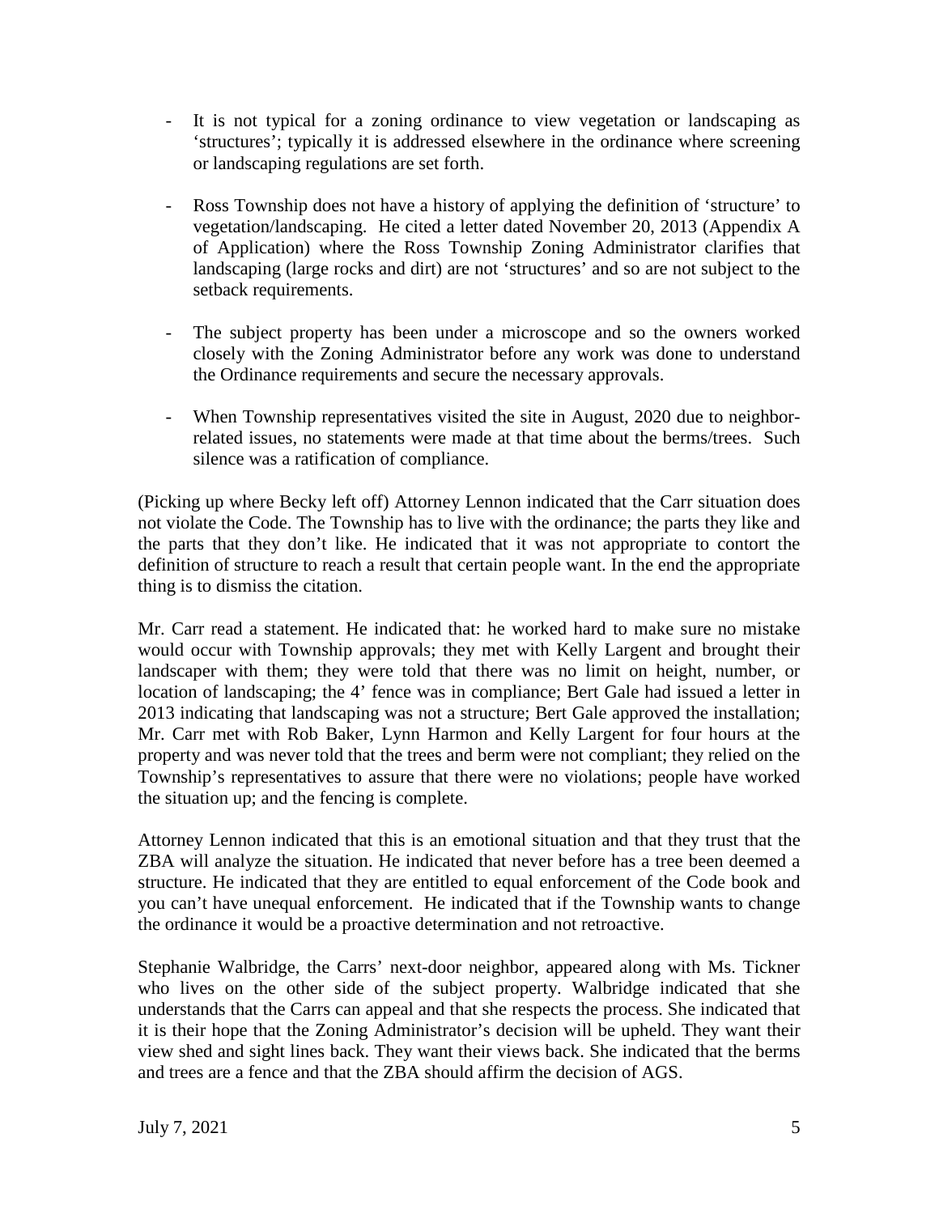- It is not typical for a zoning ordinance to view vegetation or landscaping as 'structures'; typically it is addressed elsewhere in the ordinance where screening or landscaping regulations are set forth.

- Ross Township does not have a history of applying the definition of 'structure' to vegetation/landscaping. He cited a letter dated November 20, 2013 (Appendix A of Application) where the Ross Township Zoning Administrator clarifies that landscaping (large rocks and dirt) are not 'structures' and so are not subject to the setback requirements.

- The subject property has been under a microscope and so the owners worked closely with the Zoning Administrator before any work was done to understand the Ordinance requirements and secure the necessary approvals.

- When Township representatives visited the site in August, 2020 due to neighbor-related issues, no statements were made at that time about the berms/trees. Such silence was a ratification of compliance.

(Picking up where Becky left off) Attorney Lennon indicated that the Carr situation does not violate the Code. The Township has to live with the ordinance; the parts they like and the parts that they don't like. He indicated that it was not appropriate to contort the definition of structure to reach a result that certain people want. In the end the appropriate thing is to dismiss the citation.

Mr. Carr read a statement. He indicated that: he worked hard to make sure no mistake would occur with Township approvals; they met with Kelly Largent and brought their landscaper with them; they were told that there was no limit on height, number, or location of landscaping; the 4' fence was in compliance; Bert Gale had issued a letter in 2013 indicating that landscaping was not a structure; Bert Gale approved the installation; Mr. Carr met with Rob Baker, Lynn Harmon and Kelly Largent for four hours at the property and was never told that the trees and berm were not compliant; they relied on the Township's representatives to assure that there were no violations; people have worked the situation up; and the fencing is complete.

Attorney Lennon indicated that this is an emotional situation and that they trust that the ZBA will analyze the situation. He indicated that never before has a tree been deemed a structure. He indicated that they are entitled to equal enforcement of the Code book and you can't have unequal enforcement. He indicated that if the Township wants to change the ordinance it would be a proactive determination and not retroactive.

Stephanie Walbridge, the Carrs' next-door neighbor, appeared along with Ms. Tickner who lives on the other side of the subject property. Walbridge indicated that she understands that the Carrs can appeal and that she respects the process. She indicated that it is their hope that the Zoning Administrator's decision will be upheld. They want their view shed and sight lines back. They want their views back. She indicated that the berms and trees are a fence and that the ZBA should affirm the decision of AGS.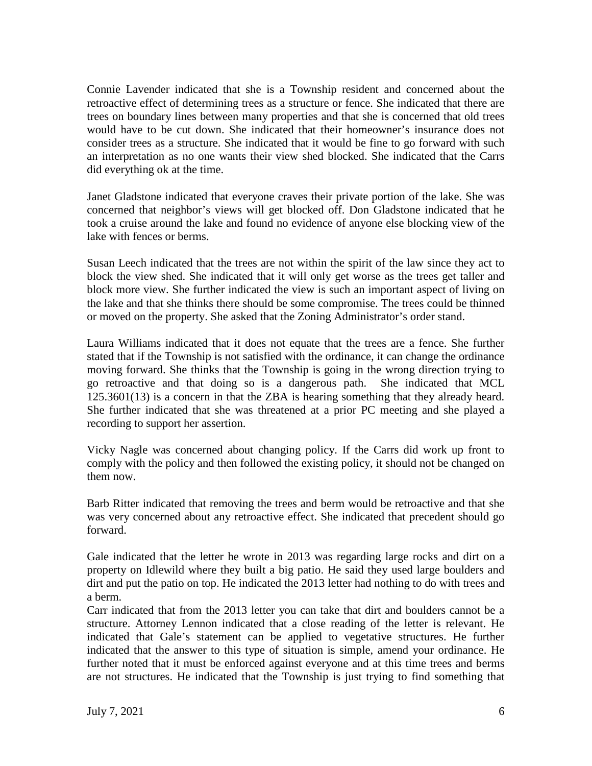Connie Lavender indicated that she is a Township resident and concerned about the retroactive effect of determining trees as a structure or fence. She indicated that there are trees on boundary lines between many properties and that she is concerned that old trees would have to be cut down. She indicated that their homeowner's insurance does not consider trees as a structure. She indicated that it would be fine to go forward with such an interpretation as no one wants their view shed blocked. She indicated that the Carrs did everything ok at the time.

Janet Gladstone indicated that everyone craves their private portion of the lake. She was concerned that neighbor's views will get blocked off. Don Gladstone indicated that he took a cruise around the lake and found no evidence of anyone else blocking view of the lake with fences or berms.

Susan Leech indicated that the trees are not within the spirit of the law since they act to block the view shed. She indicated that it will only get worse as the trees get taller and block more view. She further indicated the view is such an important aspect of living on the lake and that she thinks there should be some compromise. The trees could be thinned or moved on the property. She asked that the Zoning Administrator's order stand.

Laura Williams indicated that it does not equate that the trees are a fence. She further stated that if the Township is not satisfied with the ordinance, it can change the ordinance moving forward. She thinks that the Township is going in the wrong direction trying to go retroactive and that doing so is a dangerous path. She indicated that MCL 125.3601(13) is a concern in that the ZBA is hearing something that they already heard. She further indicated that she was threatened at a prior PC meeting and she played a recording to support her assertion.

Vicky Nagle was concerned about changing policy. If the Carrs did work up front to comply with the policy and then followed the existing policy, it should not be changed on them now.

Barb Ritter indicated that removing the trees and berm would be retroactive and that she was very concerned about any retroactive effect. She indicated that precedent should go forward.

Gale indicated that the letter he wrote in 2013 was regarding large rocks and dirt on a property on Idlewild where they built a big patio. He said they used large boulders and dirt and put the patio on top. He indicated the 2013 letter had nothing to do with trees and a berm.

Carr indicated that from the 2013 letter you can take that dirt and boulders cannot be a structure. Attorney Lennon indicated that a close reading of the letter is relevant. He indicated that Gale's statement can be applied to vegetative structures. He further indicated that the answer to this type of situation is simple, amend your ordinance. He further noted that it must be enforced against everyone and at this time trees and berms are not structures. He indicated that the Township is just trying to find something that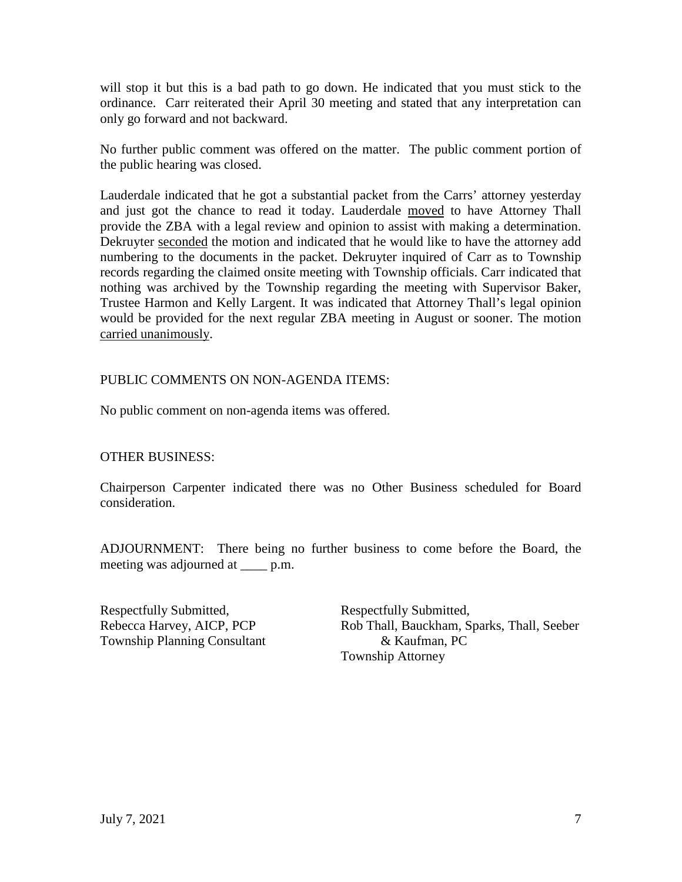will stop it but this is a bad path to go down. He indicated that you must stick to the ordinance. Carr reiterated their April 30 meeting and stated that any interpretation can only go forward and not backward.

No further public comment was offered on the matter. The public comment portion of the public hearing was closed.

Lauderdale indicated that he got a substantial packet from the Carrs' attorney yesterday and just got the chance to read it today. Lauderdale moved to have Attorney Thall provide the ZBA with a legal review and opinion to assist with making a determination. Dekruyter seconded the motion and indicated that he would like to have the attorney add numbering to the documents in the packet. Dekruyter inquired of Carr as to Township records regarding the claimed onsite meeting with Township officials. Carr indicated that nothing was archived by the Township regarding the meeting with Supervisor Baker, Trustee Harmon and Kelly Largent. It was indicated that Attorney Thall's legal opinion would be provided for the next regular ZBA meeting in August or sooner. The motion carried unanimously.

PUBLIC COMMENTS ON NON-AGENDA ITEMS:

No public comment on non-agenda items was offered.

OTHER BUSINESS:

Chairperson Carpenter indicated there was no Other Business scheduled for Board consideration.

ADJOURNMENT: There being no further business to come before the Board, the meeting was adjourned at ____ p.m.

Respectfully Submitted,
Rebecca Harvey, AICP, PCP
Township Planning Consultant

Respectfully Submitted,
Rob Thall, Bauckham, Sparks, Thall, Seeber & Kaufman, PC
Township Attorney

July 7, 2021